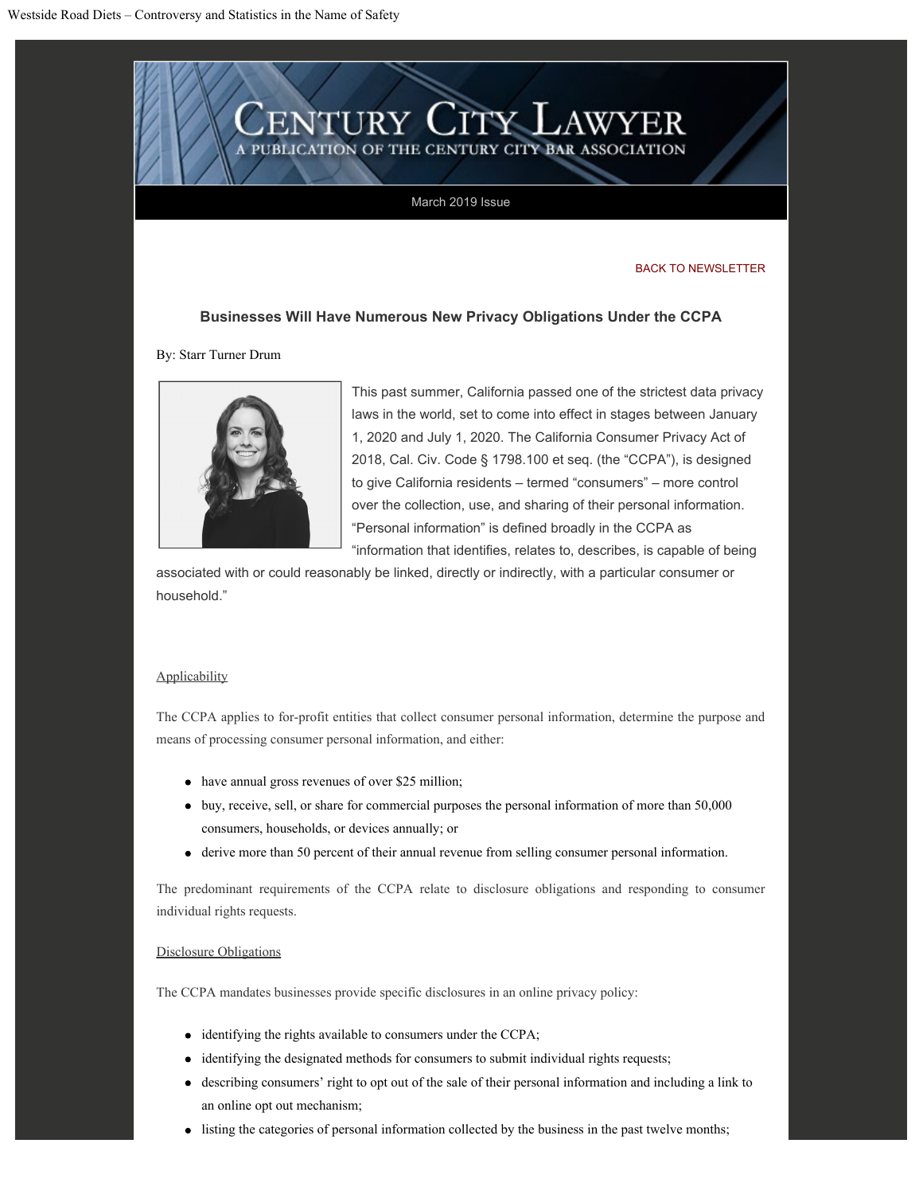# Century City Lawyer

A PUBLICATION OF THE CENTURY CITY BAR ASSOCIATION

March 2019 Issue

BACK TO NEWSLETTER

## Businesses Will Have Numerous New Privacy Obligations Under the CCPA

By: Starr Turner Drum

This past summer, California passed one of the strictest data privacy laws in the world, set to come into effect in stages between January 1, 2020 and July 1, 2020. The California Consumer Privacy Act of 2018, Cal. Civ. Code § 1798.100 et seq. (the "CCPA"), is designed to give California residents – termed "consumers" – more control over the collection, use, and sharing of their personal information. "Personal information" is defined broadly in the CCPA as "information that identifies, relates to, describes, is capable of being associated with or could reasonably be linked, directly or indirectly, with a particular consumer or household."

### Applicability

The CCPA applies to for-profit entities that collect consumer personal information, determine the purpose and means of processing consumer personal information, and either:

- have annual gross revenues of over $25 million;
- buy, receive, sell, or share for commercial purposes the personal information of more than 50,000 consumers, households, or devices annually; or
- derive more than 50 percent of their annual revenue from selling consumer personal information.

The predominant requirements of the CCPA relate to disclosure obligations and responding to consumer individual rights requests.

### Disclosure Obligations

The CCPA mandates businesses provide specific disclosures in an online privacy policy:

- identifying the rights available to consumers under the CCPA;
- identifying the designated methods for consumers to submit individual rights requests;
- describing consumers' right to opt out of the sale of their personal information and including a link to an online opt out mechanism;
- listing the categories of personal information collected by the business in the past twelve months;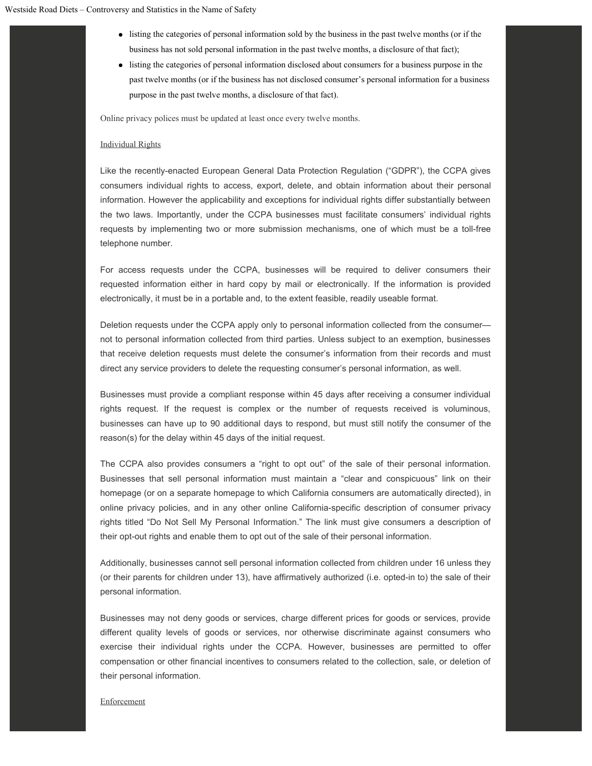- listing the categories of personal information sold by the business in the past twelve months (or if the business has not sold personal information in the past twelve months, a disclosure of that fact);
- listing the categories of personal information disclosed about consumers for a business purpose in the past twelve months (or if the business has not disclosed consumer's personal information for a business purpose in the past twelve months, a disclosure of that fact).

Online privacy polices must be updated at least once every twelve months.

Individual Rights

Like the recently-enacted European General Data Protection Regulation ("GDPR"), the CCPA gives consumers individual rights to access, export, delete, and obtain information about their personal information. However the applicability and exceptions for individual rights differ substantially between the two laws. Importantly, under the CCPA businesses must facilitate consumers' individual rights requests by implementing two or more submission mechanisms, one of which must be a toll-free telephone number.

For access requests under the CCPA, businesses will be required to deliver consumers their requested information either in hard copy by mail or electronically. If the information is provided electronically, it must be in a portable and, to the extent feasible, readily useable format.

Deletion requests under the CCPA apply only to personal information collected from the consumer—not to personal information collected from third parties. Unless subject to an exemption, businesses that receive deletion requests must delete the consumer's information from their records and must direct any service providers to delete the requesting consumer's personal information, as well.

Businesses must provide a compliant response within 45 days after receiving a consumer individual rights request. If the request is complex or the number of requests received is voluminous, businesses can have up to 90 additional days to respond, but must still notify the consumer of the reason(s) for the delay within 45 days of the initial request.

The CCPA also provides consumers a "right to opt out" of the sale of their personal information. Businesses that sell personal information must maintain a "clear and conspicuous" link on their homepage (or on a separate homepage to which California consumers are automatically directed), in online privacy policies, and in any other online California-specific description of consumer privacy rights titled "Do Not Sell My Personal Information." The link must give consumers a description of their opt-out rights and enable them to opt out of the sale of their personal information.

Additionally, businesses cannot sell personal information collected from children under 16 unless they (or their parents for children under 13), have affirmatively authorized (i.e. opted-in to) the sale of their personal information.

Businesses may not deny goods or services, charge different prices for goods or services, provide different quality levels of goods or services, nor otherwise discriminate against consumers who exercise their individual rights under the CCPA. However, businesses are permitted to offer compensation or other financial incentives to consumers related to the collection, sale, or deletion of their personal information.

Enforcement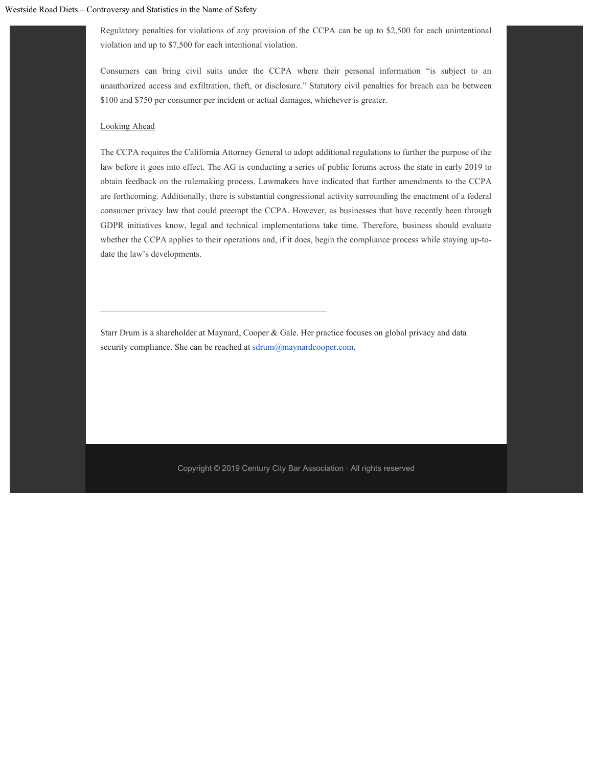Regulatory penalties for violations of any provision of the CCPA can be up to $2,500 for each unintentional violation and up to $7,500 for each intentional violation.

Consumers can bring civil suits under the CCPA where their personal information "is subject to an unauthorized access and exfiltration, theft, or disclosure." Statutory civil penalties for breach can be between $100 and $750 per consumer per incident or actual damages, whichever is greater.

## Looking Ahead

The CCPA requires the California Attorney General to adopt additional regulations to further the purpose of the law before it goes into effect. The AG is conducting a series of public forums across the state in early 2019 to obtain feedback on the rulemaking process. Lawmakers have indicated that further amendments to the CCPA are forthcoming. Additionally, there is substantial congressional activity surrounding the enactment of a federal consumer privacy law that could preempt the CCPA. However, as businesses that have recently been through GDPR initiatives know, legal and technical implementations take time. Therefore, business should evaluate whether the CCPA applies to their operations and, if it does, begin the compliance process while staying up-to-date the law's developments.

---

Starr Drum is a shareholder at Maynard, Cooper & Gale. Her practice focuses on global privacy and data security compliance. She can be reached at sdrum@maynardcooper.com.

Copyright © 2019 Century City Bar Association · All rights reserved